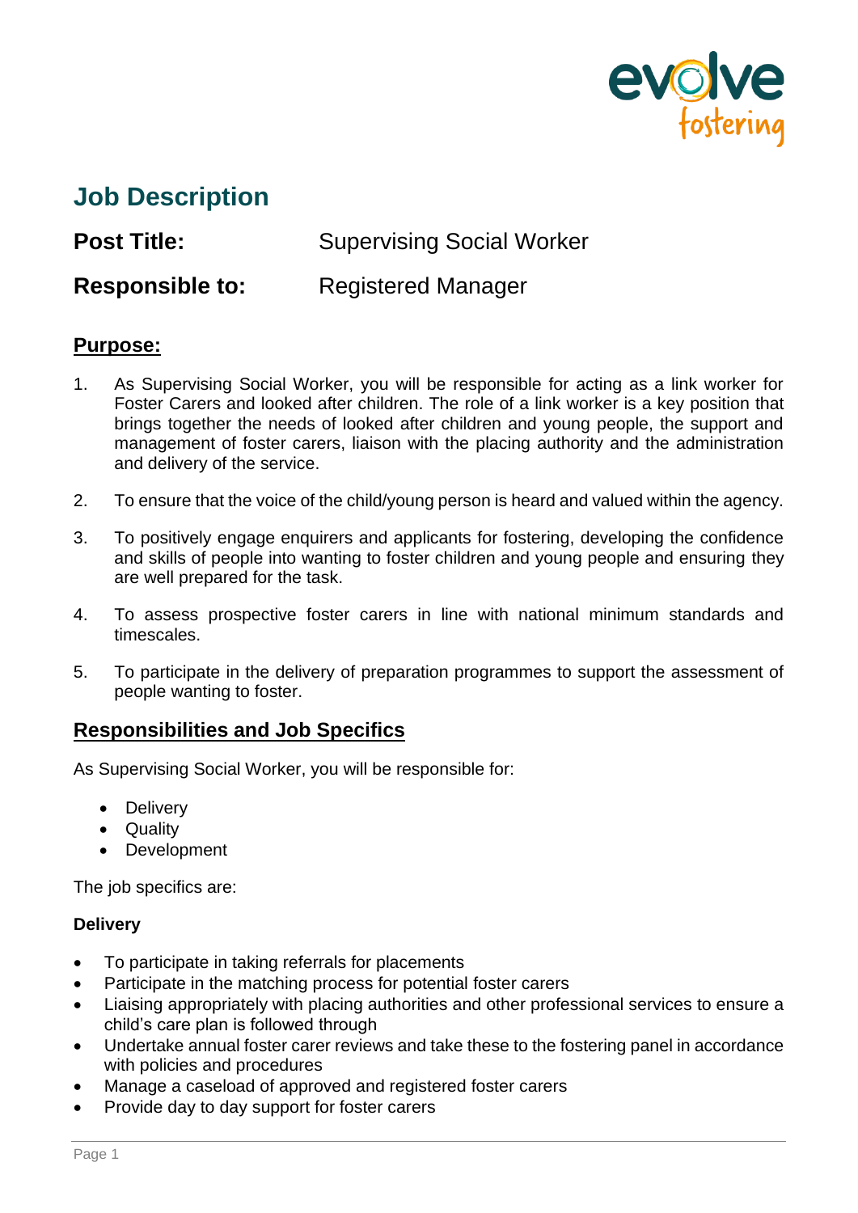# Job Description

**Post Title:** Supervising Social Worker

**Responsible to:** Registered Manager

## Purpose:

1. As Supervising Social Worker, you will be responsible for acting as a link worker for Foster Carers and looked after children. The role of a link worker is a key position that brings together the needs of looked after children and young people, the support and management of foster carers, liaison with the placing authority and the administration and delivery of the service.

2. To ensure that the voice of the child/young person is heard and valued within the agency.

3. To positively engage enquirers and applicants for fostering, developing the confidence and skills of people into wanting to foster children and young people and ensuring they are well prepared for the task.

4. To assess prospective foster carers in line with national minimum standards and timescales.

5. To participate in the delivery of preparation programmes to support the assessment of people wanting to foster.

## Responsibilities and Job Specifics

As Supervising Social Worker, you will be responsible for:

- Delivery
- Quality
- Development

The job specifics are:

### Delivery

- To participate in taking referrals for placements
- Participate in the matching process for potential foster carers
- Liaising appropriately with placing authorities and other professional services to ensure a child's care plan is followed through
- Undertake annual foster carer reviews and take these to the fostering panel in accordance with policies and procedures
- Manage a caseload of approved and registered foster carers
- Provide day to day support for foster carers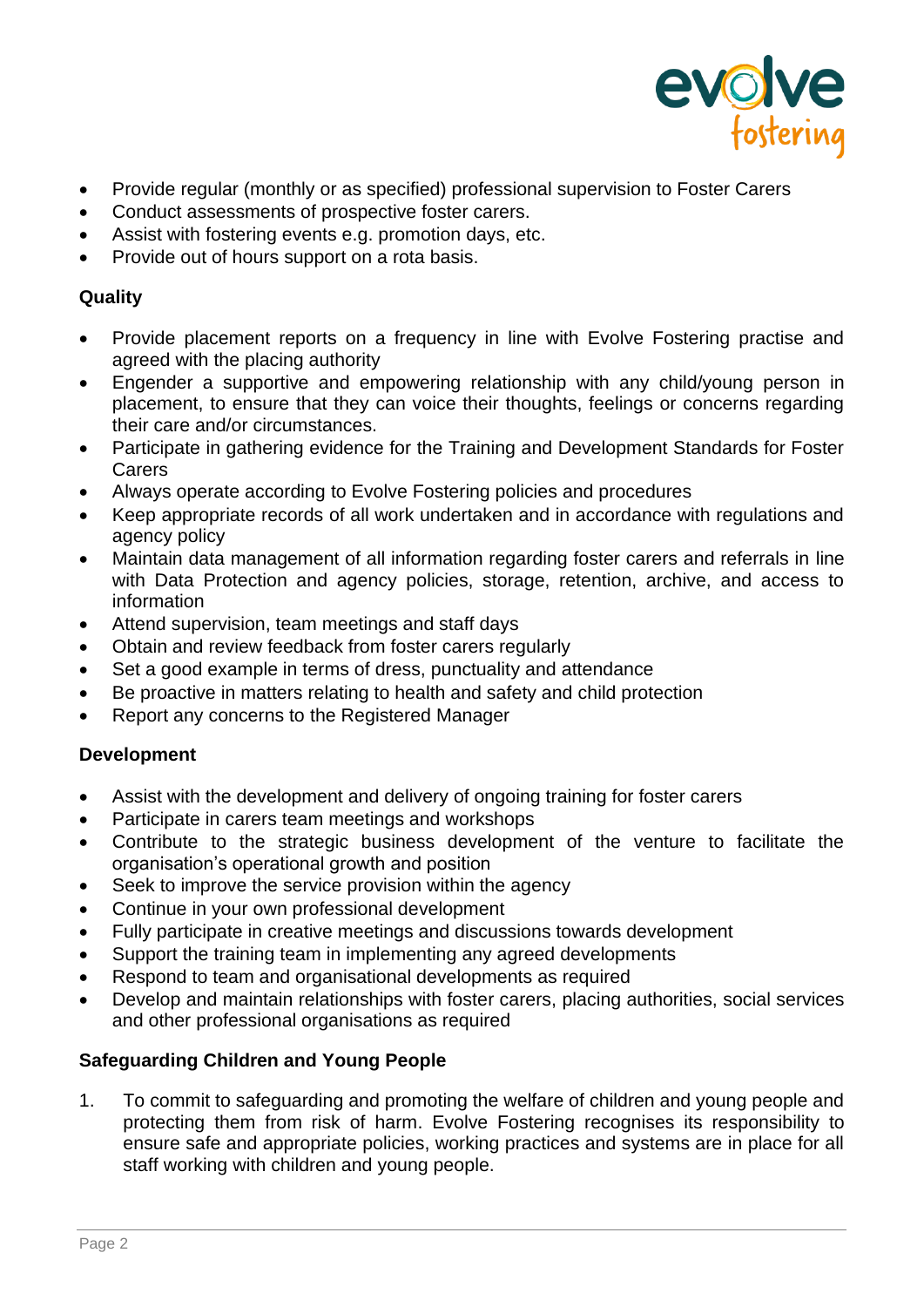- Provide regular (monthly or as specified) professional supervision to Foster Carers
- Conduct assessments of prospective foster carers.
- Assist with fostering events e.g. promotion days, etc.
- Provide out of hours support on a rota basis.

**Quality**

- Provide placement reports on a frequency in line with Evolve Fostering practise and agreed with the placing authority
- Engender a supportive and empowering relationship with any child/young person in placement, to ensure that they can voice their thoughts, feelings or concerns regarding their care and/or circumstances.
- Participate in gathering evidence for the Training and Development Standards for Foster Carers
- Always operate according to Evolve Fostering policies and procedures
- Keep appropriate records of all work undertaken and in accordance with regulations and agency policy
- Maintain data management of all information regarding foster carers and referrals in line with Data Protection and agency policies, storage, retention, archive, and access to information
- Attend supervision, team meetings and staff days
- Obtain and review feedback from foster carers regularly
- Set a good example in terms of dress, punctuality and attendance
- Be proactive in matters relating to health and safety and child protection
- Report any concerns to the Registered Manager

**Development**

- Assist with the development and delivery of ongoing training for foster carers
- Participate in carers team meetings and workshops
- Contribute to the strategic business development of the venture to facilitate the organisation's operational growth and position
- Seek to improve the service provision within the agency
- Continue in your own professional development
- Fully participate in creative meetings and discussions towards development
- Support the training team in implementing any agreed developments
- Respond to team and organisational developments as required
- Develop and maintain relationships with foster carers, placing authorities, social services and other professional organisations as required

**Safeguarding Children and Young People**

1. To commit to safeguarding and promoting the welfare of children and young people and protecting them from risk of harm. Evolve Fostering recognises its responsibility to ensure safe and appropriate policies, working practices and systems are in place for all staff working with children and young people.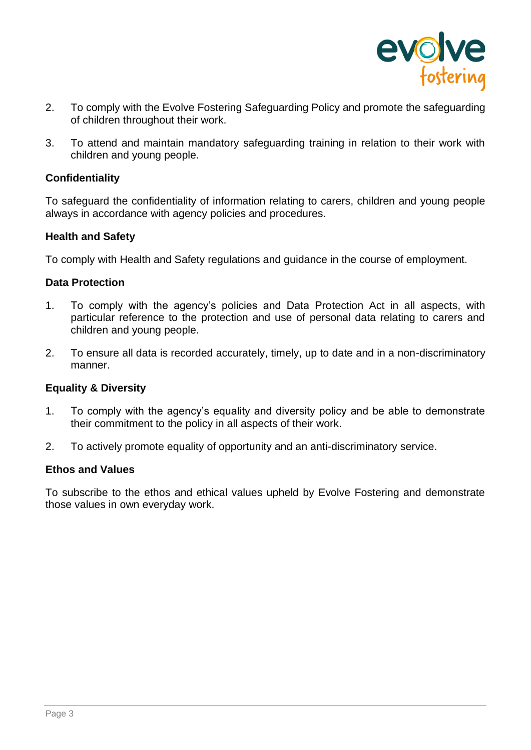2. To comply with the Evolve Fostering Safeguarding Policy and promote the safeguarding of children throughout their work.

3. To attend and maintain mandatory safeguarding training in relation to their work with children and young people.

**Confidentiality**

To safeguard the confidentiality of information relating to carers, children and young people always in accordance with agency policies and procedures.

**Health and Safety**

To comply with Health and Safety regulations and guidance in the course of employment.

**Data Protection**

1. To comply with the agency's policies and Data Protection Act in all aspects, with particular reference to the protection and use of personal data relating to carers and children and young people.

2. To ensure all data is recorded accurately, timely, up to date and in a non-discriminatory manner.

**Equality & Diversity**

1. To comply with the agency's equality and diversity policy and be able to demonstrate their commitment to the policy in all aspects of their work.

2. To actively promote equality of opportunity and an anti-discriminatory service.

**Ethos and Values**

To subscribe to the ethos and ethical values upheld by Evolve Fostering and demonstrate those values in own everyday work.